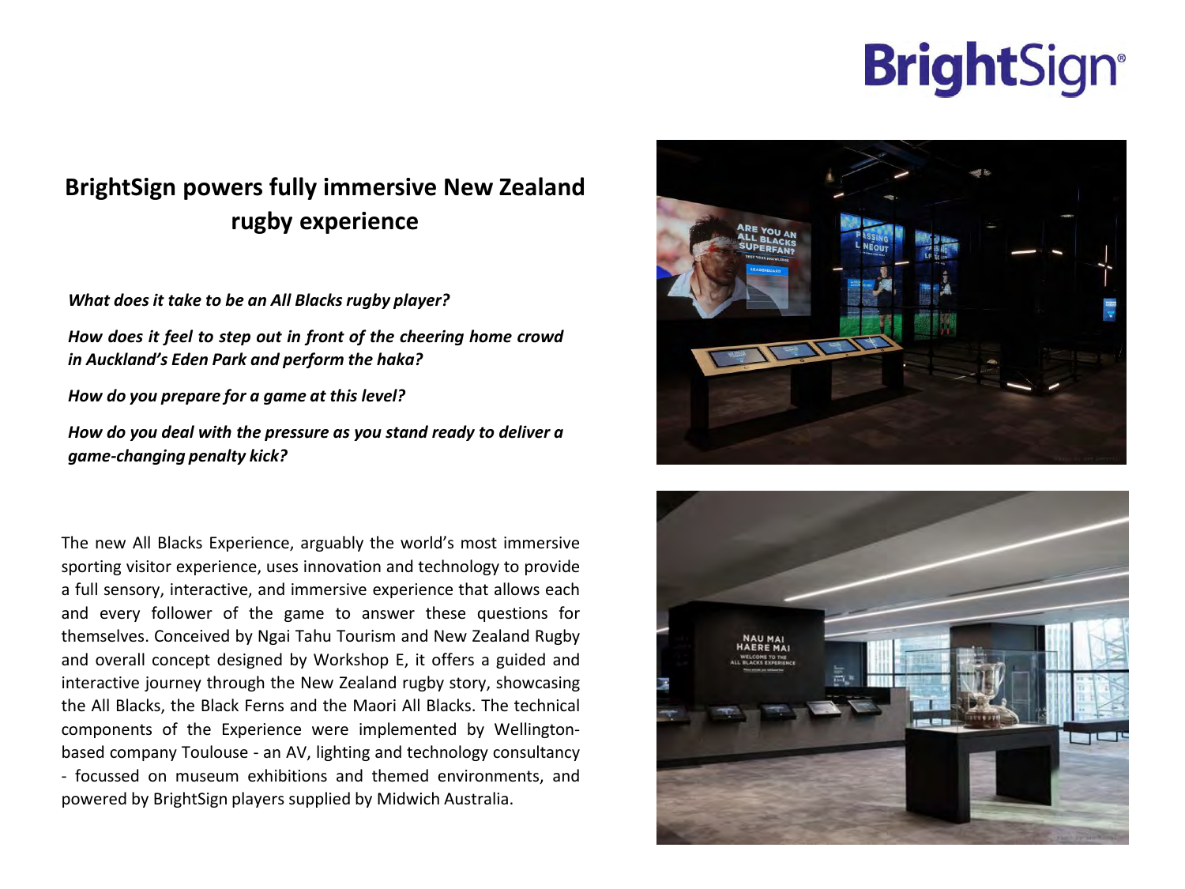# BrightSign powers fully immersive New Zealand rugby experience

***What does it take to be an All Blacks rugby player?***

***How does it feel to step out in front of the cheering home crowd in Auckland's Eden Park and perform the haka?***

***How do you prepare for a game at this level?***

***How do you deal with the pressure as you stand ready to deliver a game-changing penalty kick?***

The new All Blacks Experience, arguably the world's most immersive sporting visitor experience, uses innovation and technology to provide a full sensory, interactive, and immersive experience that allows each and every follower of the game to answer these questions for themselves. Conceived by Ngai Tahu Tourism and New Zealand Rugby and overall concept designed by Workshop E, it offers a guided and interactive journey through the New Zealand rugby story, showcasing the All Blacks, the Black Ferns and the Maori All Blacks. The technical components of the Experience were implemented by Wellington-based company Toulouse - an AV, lighting and technology consultancy - focussed on museum exhibitions and themed environments, and powered by BrightSign players supplied by Midwich Australia.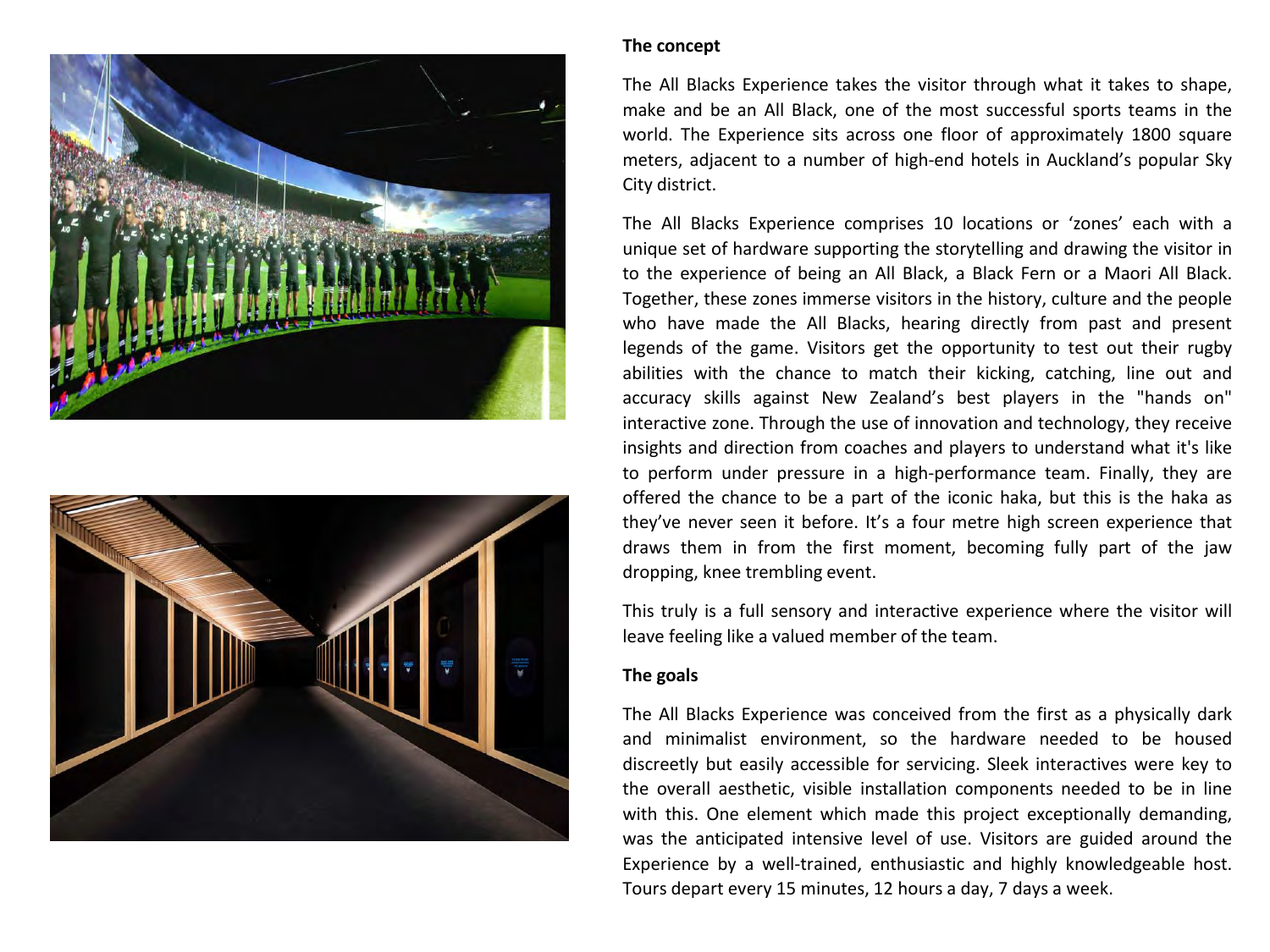**The concept**

The All Blacks Experience takes the visitor through what it takes to shape, make and be an All Black, one of the most successful sports teams in the world. The Experience sits across one floor of approximately 1800 square meters, adjacent to a number of high-end hotels in Auckland's popular Sky City district.

The All Blacks Experience comprises 10 locations or 'zones' each with a unique set of hardware supporting the storytelling and drawing the visitor in to the experience of being an All Black, a Black Fern or a Maori All Black. Together, these zones immerse visitors in the history, culture and the people who have made the All Blacks, hearing directly from past and present legends of the game. Visitors get the opportunity to test out their rugby abilities with the chance to match their kicking, catching, line out and accuracy skills against New Zealand's best players in the "hands on" interactive zone. Through the use of innovation and technology, they receive insights and direction from coaches and players to understand what it's like to perform under pressure in a high-performance team. Finally, they are offered the chance to be a part of the iconic haka, but this is the haka as they've never seen it before. It's a four metre high screen experience that draws them in from the first moment, becoming fully part of the jaw dropping, knee trembling event.

This truly is a full sensory and interactive experience where the visitor will leave feeling like a valued member of the team.

**The goals**

The All Blacks Experience was conceived from the first as a physically dark and minimalist environment, so the hardware needed to be housed discreetly but easily accessible for servicing. Sleek interactives were key to the overall aesthetic, visible installation components needed to be in line with this. One element which made this project exceptionally demanding, was the anticipated intensive level of use. Visitors are guided around the Experience by a well-trained, enthusiastic and highly knowledgeable host. Tours depart every 15 minutes, 12 hours a day, 7 days a week.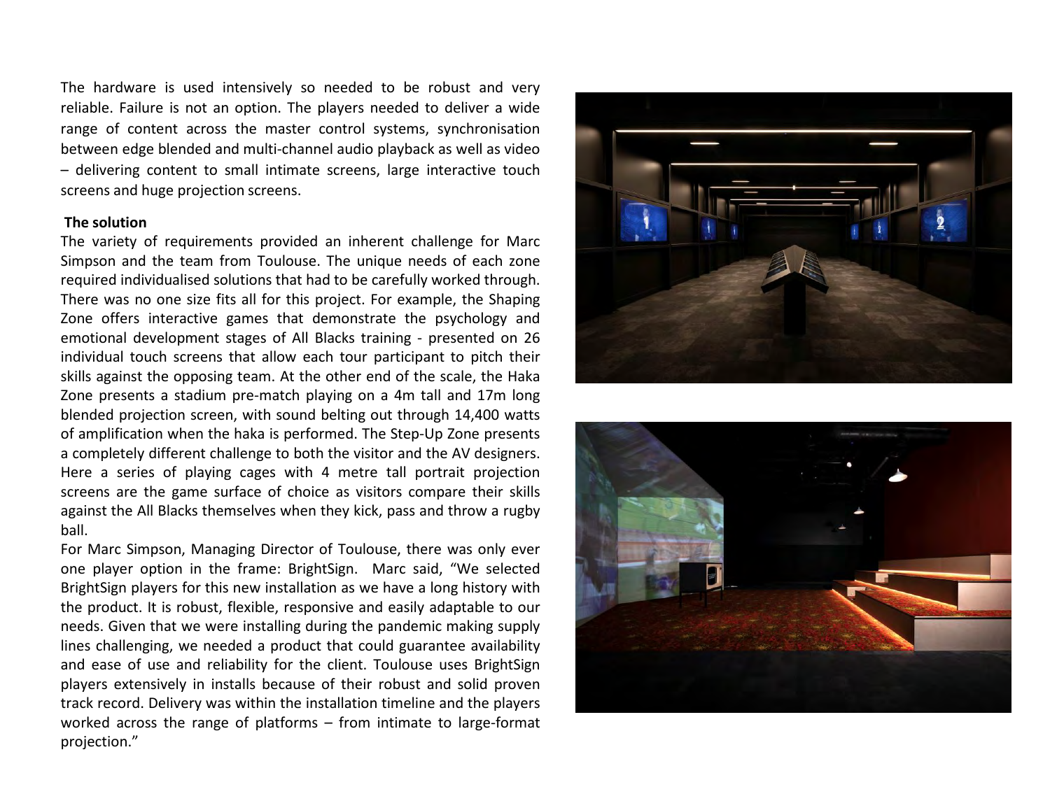The hardware is used intensively so needed to be robust and very reliable. Failure is not an option. The players needed to deliver a wide range of content across the master control systems, synchronisation between edge blended and multi-channel audio playback as well as video – delivering content to small intimate screens, large interactive touch screens and huge projection screens.

**The solution**

The variety of requirements provided an inherent challenge for Marc Simpson and the team from Toulouse. The unique needs of each zone required individualised solutions that had to be carefully worked through. There was no one size fits all for this project. For example, the Shaping Zone offers interactive games that demonstrate the psychology and emotional development stages of All Blacks training - presented on 26 individual touch screens that allow each tour participant to pitch their skills against the opposing team. At the other end of the scale, the Haka Zone presents a stadium pre-match playing on a 4m tall and 17m long blended projection screen, with sound belting out through 14,400 watts of amplification when the haka is performed. The Step-Up Zone presents a completely different challenge to both the visitor and the AV designers. Here a series of playing cages with 4 metre tall portrait projection screens are the game surface of choice as visitors compare their skills against the All Blacks themselves when they kick, pass and throw a rugby ball.

For Marc Simpson, Managing Director of Toulouse, there was only ever one player option in the frame: BrightSign. Marc said, "We selected BrightSign players for this new installation as we have a long history with the product. It is robust, flexible, responsive and easily adaptable to our needs. Given that we were installing during the pandemic making supply lines challenging, we needed a product that could guarantee availability and ease of use and reliability for the client. Toulouse uses BrightSign players extensively in installs because of their robust and solid proven track record. Delivery was within the installation timeline and the players worked across the range of platforms – from intimate to large-format projection."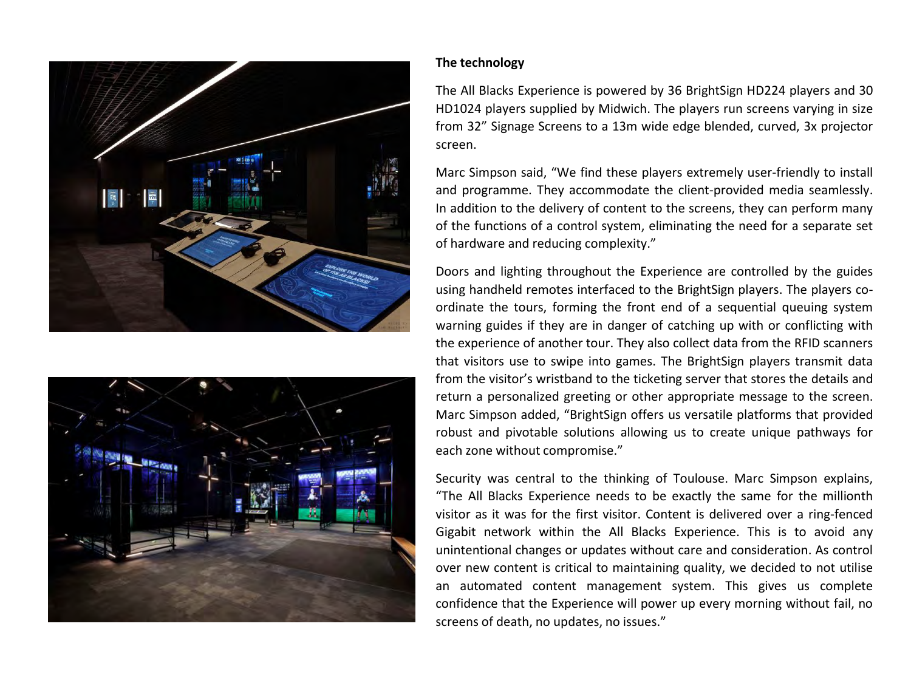**The technology**

The All Blacks Experience is powered by 36 BrightSign HD224 players and 30 HD1024 players supplied by Midwich. The players run screens varying in size from 32” Signage Screens to a 13m wide edge blended, curved, 3x projector screen.

Marc Simpson said, “We find these players extremely user-friendly to install and programme. They accommodate the client-provided media seamlessly. In addition to the delivery of content to the screens, they can perform many of the functions of a control system, eliminating the need for a separate set of hardware and reducing complexity.”

Doors and lighting throughout the Experience are controlled by the guides using handheld remotes interfaced to the BrightSign players. The players co-ordinate the tours, forming the front end of a sequential queuing system warning guides if they are in danger of catching up with or conflicting with the experience of another tour. They also collect data from the RFID scanners that visitors use to swipe into games. The BrightSign players transmit data from the visitor’s wristband to the ticketing server that stores the details and return a personalized greeting or other appropriate message to the screen. Marc Simpson added, “BrightSign offers us versatile platforms that provided robust and pivotable solutions allowing us to create unique pathways for each zone without compromise.”

Security was central to the thinking of Toulouse. Marc Simpson explains, “The All Blacks Experience needs to be exactly the same for the millionth visitor as it was for the first visitor. Content is delivered over a ring-fenced Gigabit network within the All Blacks Experience. This is to avoid any unintentional changes or updates without care and consideration. As control over new content is critical to maintaining quality, we decided to not utilise an automated content management system. This gives us complete confidence that the Experience will power up every morning without fail, no screens of death, no updates, no issues.”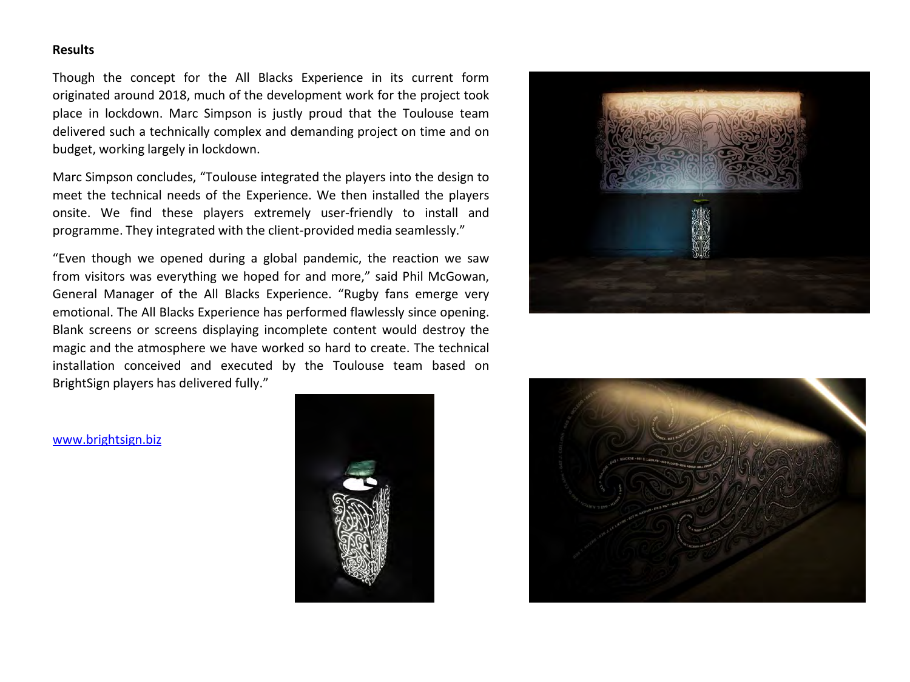**Results**

Though the concept for the All Blacks Experience in its current form originated around 2018, much of the development work for the project took place in lockdown. Marc Simpson is justly proud that the Toulouse team delivered such a technically complex and demanding project on time and on budget, working largely in lockdown.

Marc Simpson concludes, "Toulouse integrated the players into the design to meet the technical needs of the Experience. We then installed the players onsite. We find these players extremely user-friendly to install and programme. They integrated with the client-provided media seamlessly."

"Even though we opened during a global pandemic, the reaction we saw from visitors was everything we hoped for and more," said Phil McGowan, General Manager of the All Blacks Experience. "Rugby fans emerge very emotional. The All Blacks Experience has performed flawlessly since opening. Blank screens or screens displaying incomplete content would destroy the magic and the atmosphere we have worked so hard to create. The technical installation conceived and executed by the Toulouse team based on BrightSign players has delivered fully."

www.brightsign.biz